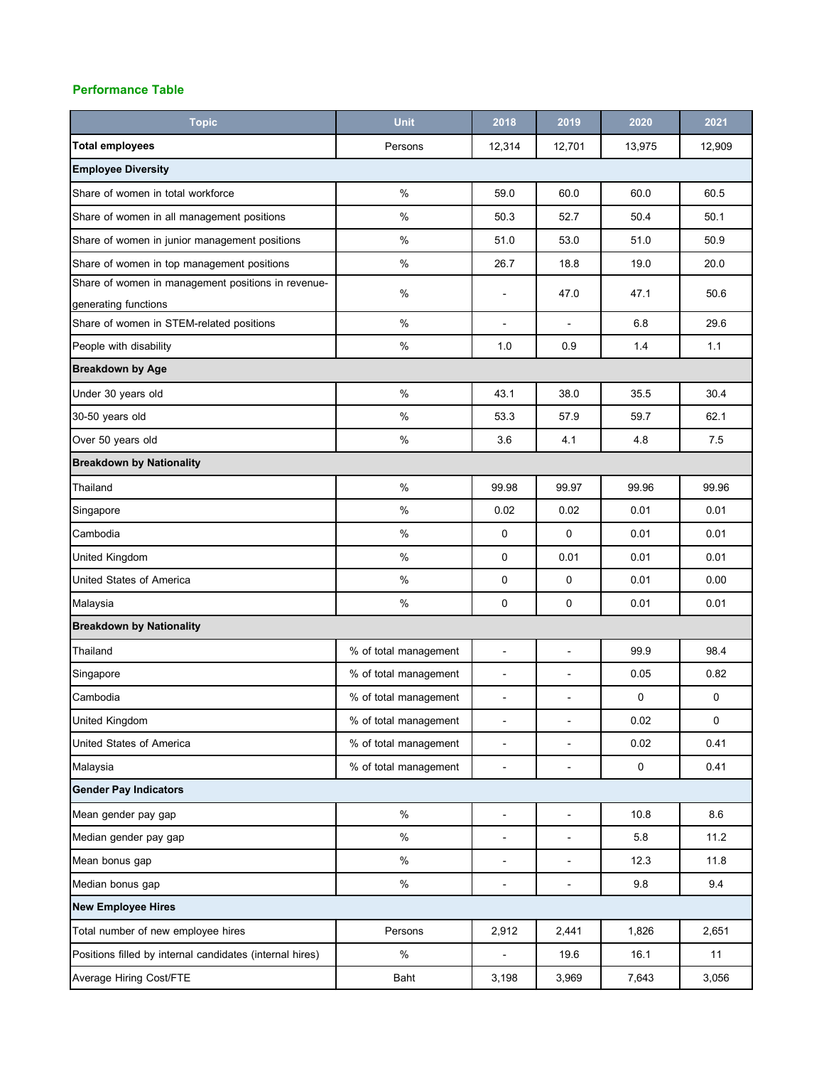### Performance Table

| Topic | Unit | 2018 | 2019 | 2020 | 2021 |
|---|---|---|---|---|---|
| **Total employees** | Persons | 12,314 | 12,701 | 13,975 | 12,909 |
| **Employee Diversity** | | | | | |
| Share of women in total workforce | % | 59.0 | 60.0 | 60.0 | 60.5 |
| Share of women in all management positions | % | 50.3 | 52.7 | 50.4 | 50.1 |
| Share of women in junior management positions | % | 51.0 | 53.0 | 51.0 | 50.9 |
| Share of women in top management positions | % | 26.7 | 18.8 | 19.0 | 20.0 |
| Share of women in management positions in revenue-generating functions | % | - | 47.0 | 47.1 | 50.6 |
| Share of women in STEM-related positions | % | - | - | 6.8 | 29.6 |
| People with disability | % | 1.0 | 0.9 | 1.4 | 1.1 |
| **Breakdown by Age** | | | | | |
| Under 30 years old | % | 43.1 | 38.0 | 35.5 | 30.4 |
| 30-50 years old | % | 53.3 | 57.9 | 59.7 | 62.1 |
| Over 50 years old | % | 3.6 | 4.1 | 4.8 | 7.5 |
| **Breakdown by Nationality** | | | | | |
| Thailand | % | 99.98 | 99.97 | 99.96 | 99.96 |
| Singapore | % | 0.02 | 0.02 | 0.01 | 0.01 |
| Cambodia | % | 0 | 0 | 0.01 | 0.01 |
| United Kingdom | % | 0 | 0.01 | 0.01 | 0.01 |
| United States of America | % | 0 | 0 | 0.01 | 0.00 |
| Malaysia | % | 0 | 0 | 0.01 | 0.01 |
| **Breakdown by Nationality** | | | | | |
| Thailand | % of total management | - | - | 99.9 | 98.4 |
| Singapore | % of total management | - | - | 0.05 | 0.82 |
| Cambodia | % of total management | - | - | 0 | 0 |
| United Kingdom | % of total management | - | - | 0.02 | 0 |
| United States of America | % of total management | - | - | 0.02 | 0.41 |
| Malaysia | % of total management | - | - | 0 | 0.41 |
| **Gender Pay Indicators** | | | | | |
| Mean gender pay gap | % | - | - | 10.8 | 8.6 |
| Median gender pay gap | % | - | - | 5.8 | 11.2 |
| Mean bonus gap | % | - | - | 12.3 | 11.8 |
| Median bonus gap | % | - | - | 9.8 | 9.4 |
| **New Employee Hires** | | | | | |
| Total number of new employee hires | Persons | 2,912 | 2,441 | 1,826 | 2,651 |
| Positions filled by internal candidates (internal hires) | % | - | 19.6 | 16.1 | 11 |
| Average Hiring Cost/FTE | Baht | 3,198 | 3,969 | 7,643 | 3,056 |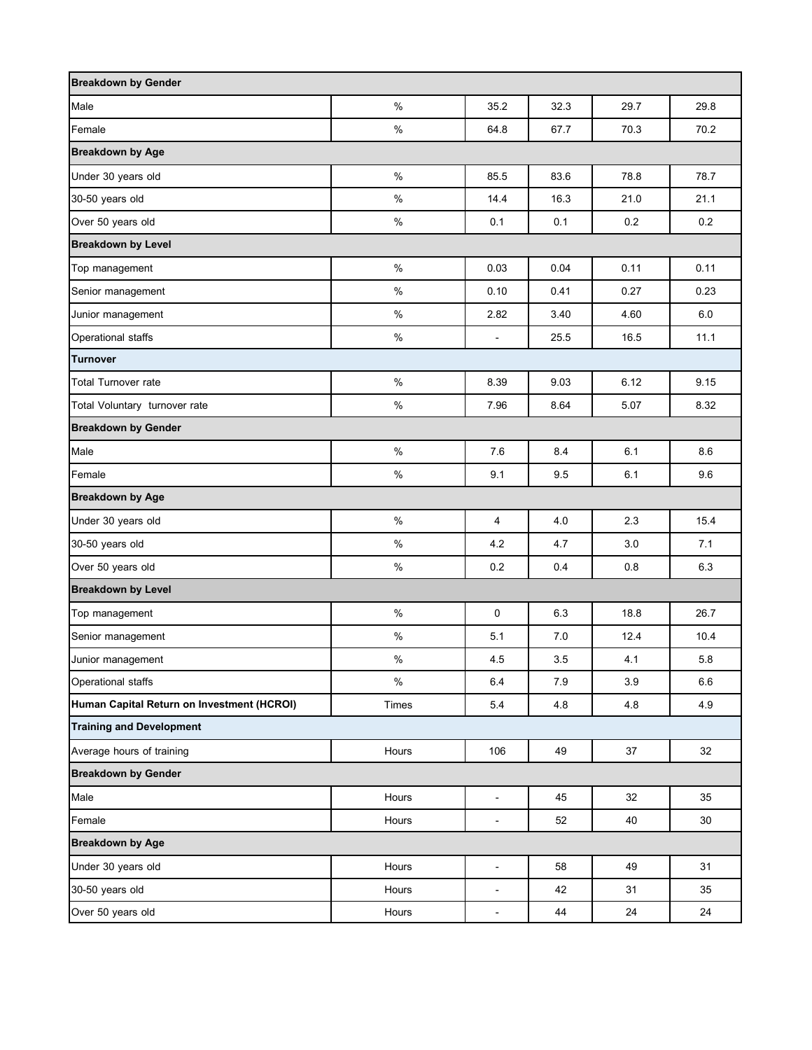| Breakdown by Gender | | | | | |
|---|---|---|---|---|---|
| Male | % | 35.2 | 32.3 | 29.7 | 29.8 |
| Female | % | 64.8 | 67.7 | 70.3 | 70.2 |
| **Breakdown by Age** | | | | | |
| Under 30 years old | % | 85.5 | 83.6 | 78.8 | 78.7 |
| 30-50 years old | % | 14.4 | 16.3 | 21.0 | 21.1 |
| Over 50 years old | % | 0.1 | 0.1 | 0.2 | 0.2 |
| **Breakdown by Level** | | | | | |
| Top management | % | 0.03 | 0.04 | 0.11 | 0.11 |
| Senior management | % | 0.10 | 0.41 | 0.27 | 0.23 |
| Junior management | % | 2.82 | 3.40 | 4.60 | 6.0 |
| Operational staffs | % | - | 25.5 | 16.5 | 11.1 |
| **Turnover** | | | | | |
| Total Turnover rate | % | 8.39 | 9.03 | 6.12 | 9.15 |
| Total Voluntary turnover rate | % | 7.96 | 8.64 | 5.07 | 8.32 |
| **Breakdown by Gender** | | | | | |
| Male | % | 7.6 | 8.4 | 6.1 | 8.6 |
| Female | % | 9.1 | 9.5 | 6.1 | 9.6 |
| **Breakdown by Age** | | | | | |
| Under 30 years old | % | 4 | 4.0 | 2.3 | 15.4 |
| 30-50 years old | % | 4.2 | 4.7 | 3.0 | 7.1 |
| Over 50 years old | % | 0.2 | 0.4 | 0.8 | 6.3 |
| **Breakdown by Level** | | | | | |
| Top management | % | 0 | 6.3 | 18.8 | 26.7 |
| Senior management | % | 5.1 | 7.0 | 12.4 | 10.4 |
| Junior management | % | 4.5 | 3.5 | 4.1 | 5.8 |
| Operational staffs | % | 6.4 | 7.9 | 3.9 | 6.6 |
| **Human Capital Return on Investment (HCROI)** | Times | 5.4 | 4.8 | 4.8 | 4.9 |
| **Training and Development** | | | | | |
| Average hours of training | Hours | 106 | 49 | 37 | 32 |
| **Breakdown by Gender** | | | | | |
| Male | Hours | - | 45 | 32 | 35 |
| Female | Hours | - | 52 | 40 | 30 |
| **Breakdown by Age** | | | | | |
| Under 30 years old | Hours | - | 58 | 49 | 31 |
| 30-50 years old | Hours | - | 42 | 31 | 35 |
| Over 50 years old | Hours | - | 44 | 24 | 24 |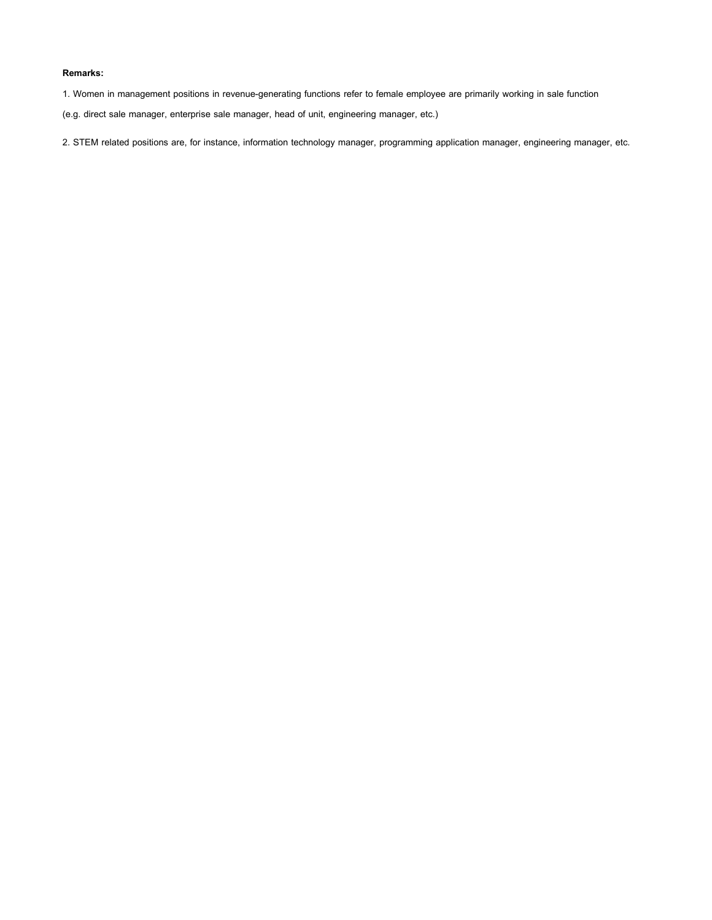**Remarks:**

1. Women in management positions in revenue-generating functions refer to female employee are primarily working in sale function (e.g. direct sale manager, enterprise sale manager, head of unit, engineering manager, etc.)

2. STEM related positions are, for instance, information technology manager, programming application manager, engineering manager, etc.